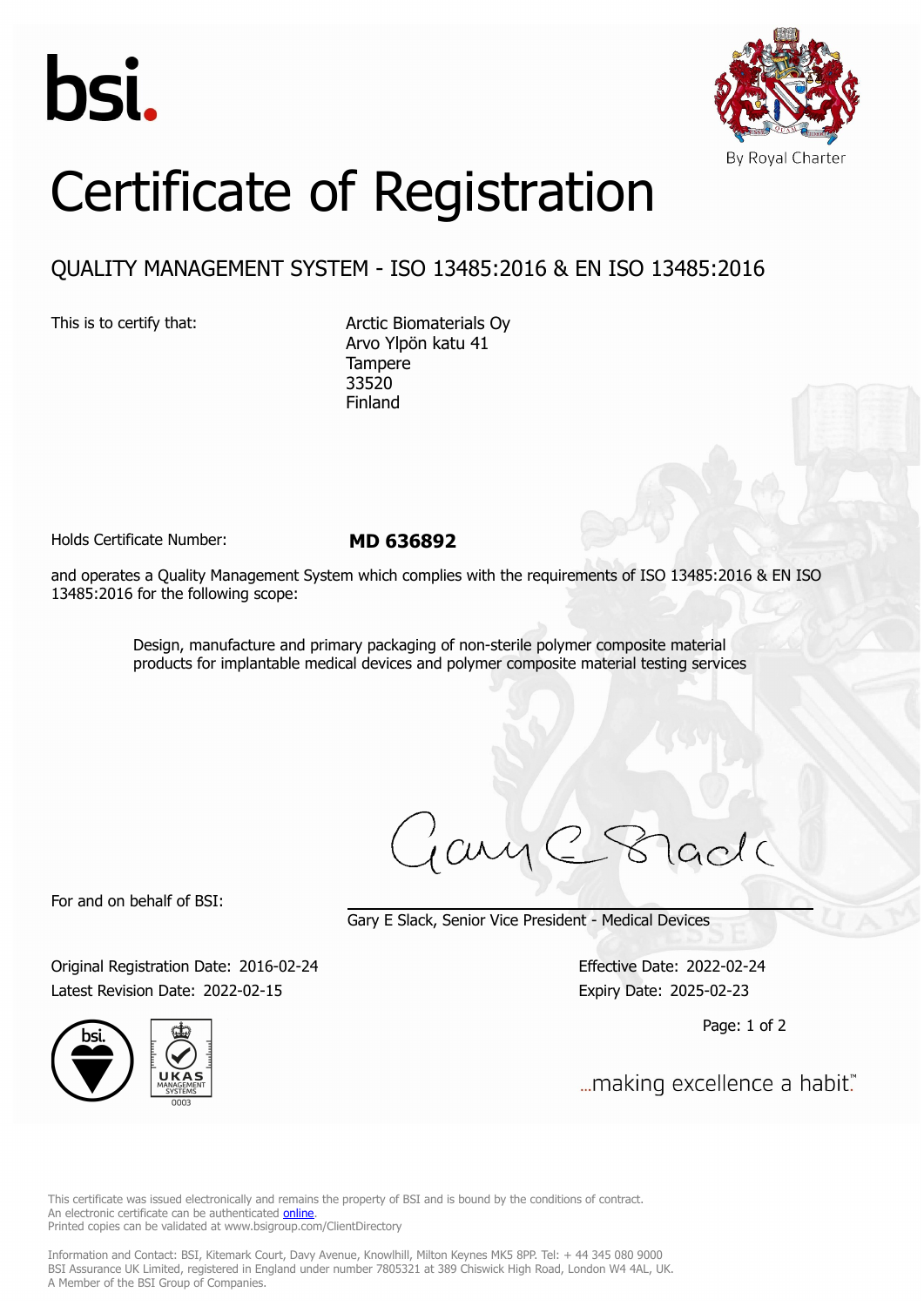bsi.

By Royal Charter

# Certificate of Registration

## QUALITY MANAGEMENT SYSTEM - ISO 13485:2016 & EN ISO 13485:2016

This is to certify that:

Arctic Biomaterials Oy
Arvo Ylpön katu 41
Tampere
33520
Finland

Holds Certificate Number: **MD 636892**

and operates a Quality Management System which complies with the requirements of ISO 13485:2016 & EN ISO 13485:2016 for the following scope:

> Design, manufacture and primary packaging of non-sterile polymer composite material products for implantable medical devices and polymer composite material testing services

For and on behalf of BSI:

Gary E Slack, Senior Vice President - Medical Devices

Original Registration Date: 2016-02-24
Latest Revision Date: 2022-02-15

Effective Date: 2022-02-24
Expiry Date: 2025-02-23

...making excellence a habit.™

This certificate was issued electronically and remains the property of BSI and is bound by the conditions of contract.
An electronic certificate can be authenticated online.
Printed copies can be validated at www.bsigroup.com/ClientDirectory

Information and Contact: BSI, Kitemark Court, Davy Avenue, Knowlhill, Milton Keynes MK5 8PP. Tel: + 44 345 080 9000
BSI Assurance UK Limited, registered in England under number 7805321 at 389 Chiswick High Road, London W4 4AL, UK.
A Member of the BSI Group of Companies.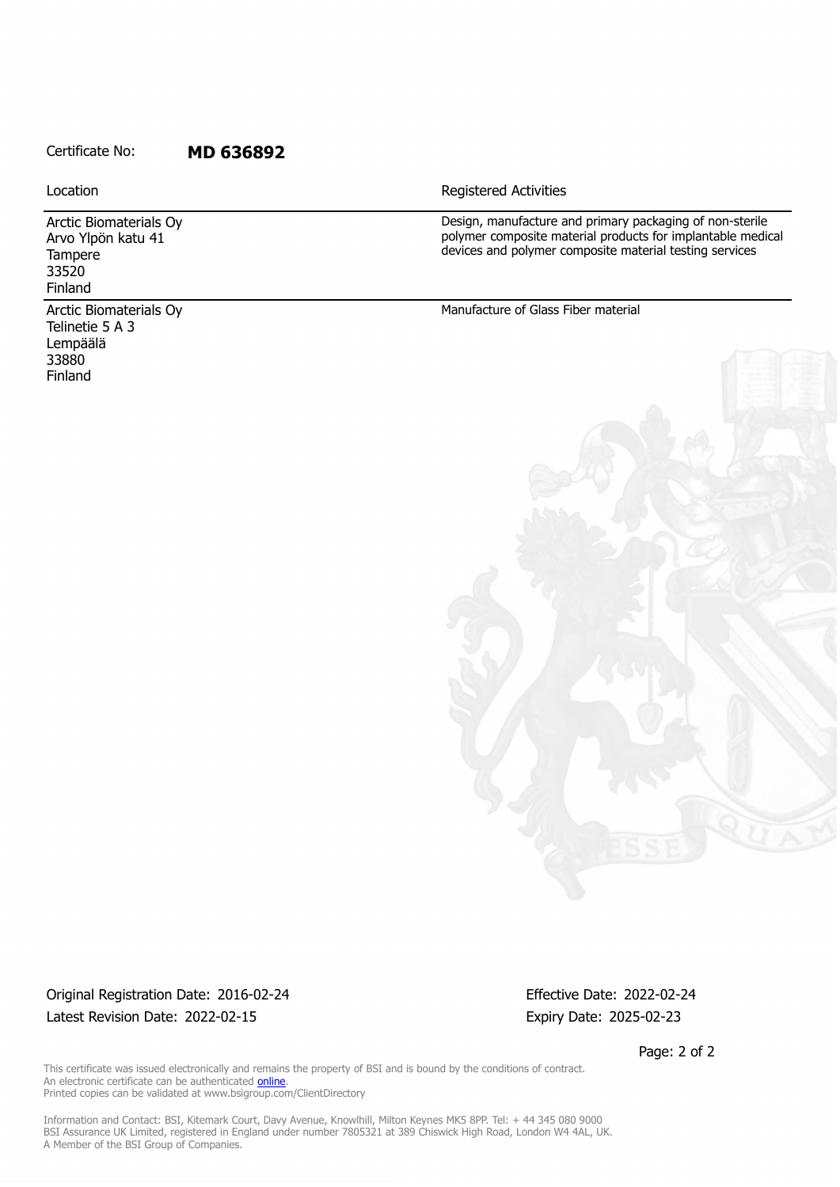Certificate No: **MD 636892**

| Location | Registered Activities |
| --- | --- |
| Arctic Biomaterials Oy<br>Arvo Ylpön katu 41<br>Tampere<br>33520<br>Finland | Design, manufacture and primary packaging of non-sterile polymer composite material products for implantable medical devices and polymer composite material testing services |
| Arctic Biomaterials Oy<br>Telinetie 5 A 3<br>Lempäälä<br>33880<br>Finland | Manufacture of Glass Fiber material |

Original Registration Date: 2016-02-24

Latest Revision Date: 2022-02-15

Effective Date: 2022-02-24

Expiry Date: 2025-02-23

This certificate was issued electronically and remains the property of BSI and is bound by the conditions of contract.
An electronic certificate can be authenticated online.
Printed copies can be validated at www.bsigroup.com/ClientDirectory

Information and Contact: BSI, Kitemark Court, Davy Avenue, Knowlhill, Milton Keynes MK5 8PP. Tel: + 44 345 080 9000
BSI Assurance UK Limited, registered in England under number 7805321 at 389 Chiswick High Road, London W4 4AL, UK.
A Member of the BSI Group of Companies.